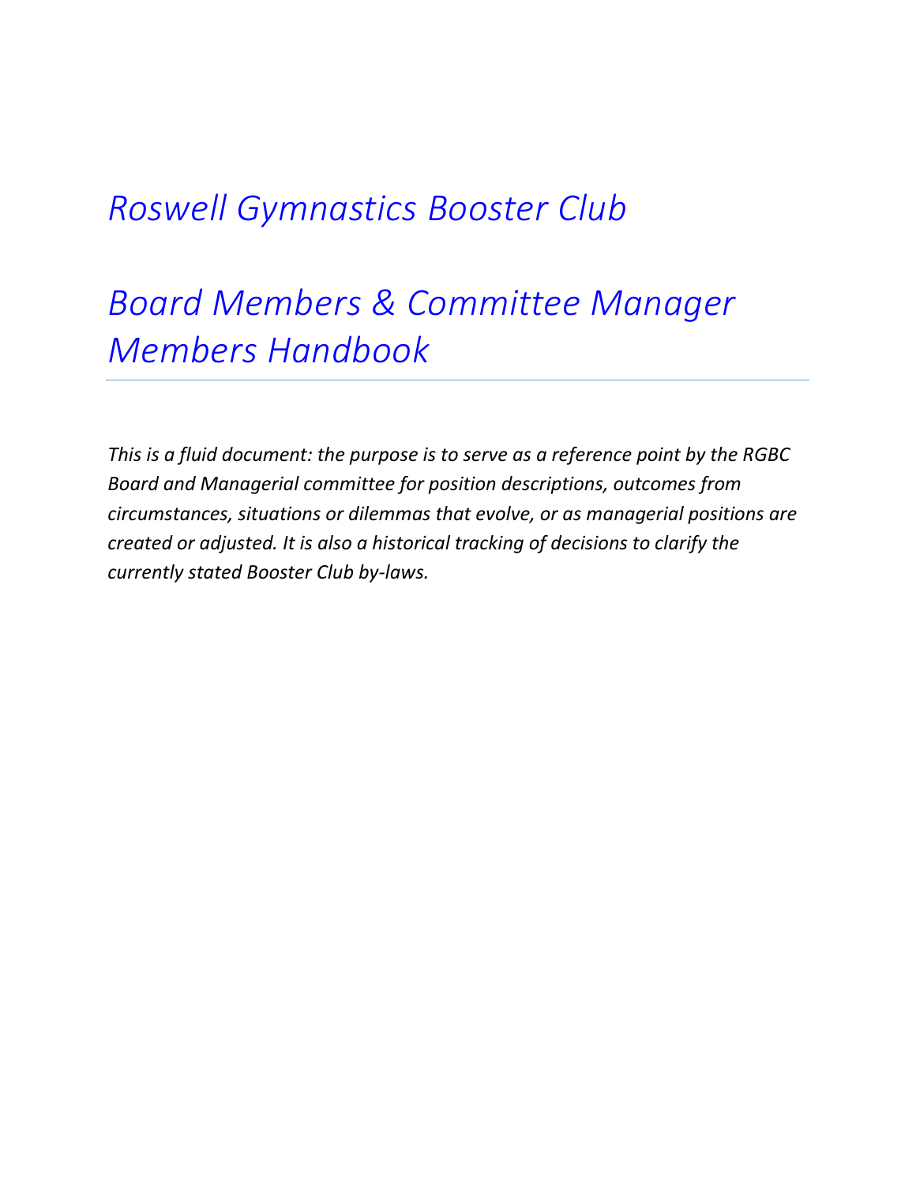# *Roswell Gymnastics Booster Club*

# *Board Members & Committee Manager Members Handbook*

---

*This is a fluid document: the purpose is to serve as a reference point by the RGBC Board and Managerial committee for position descriptions, outcomes from circumstances, situations or dilemmas that evolve, or as managerial positions are created or adjusted. It is also a historical tracking of decisions to clarify the currently stated Booster Club by-laws.*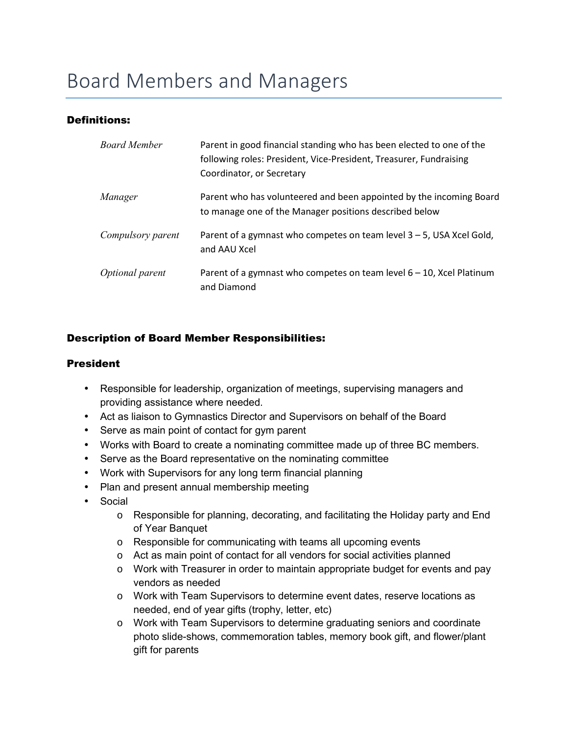# Board Members and Managers

#### Definitions:

| | |
|---|---|
| *Board Member* | Parent in good financial standing who has been elected to one of the following roles: President, Vice-President, Treasurer, Fundraising Coordinator, or Secretary |
| *Manager* | Parent who has volunteered and been appointed by the incoming Board to manage one of the Manager positions described below |
| *Compulsory parent* | Parent of a gymnast who competes on team level 3 – 5, USA Xcel Gold, and AAU Xcel |
| *Optional parent* | Parent of a gymnast who competes on team level 6 – 10, Xcel Platinum and Diamond |

#### Description of Board Member Responsibilities:

#### President

- Responsible for leadership, organization of meetings, supervising managers and providing assistance where needed.
- Act as liaison to Gymnastics Director and Supervisors on behalf of the Board
- Serve as main point of contact for gym parent
- Works with Board to create a nominating committee made up of three BC members.
- Serve as the Board representative on the nominating committee
- Work with Supervisors for any long term financial planning
- Plan and present annual membership meeting
- Social
  - Responsible for planning, decorating, and facilitating the Holiday party and End of Year Banquet
  - Responsible for communicating with teams all upcoming events
  - Act as main point of contact for all vendors for social activities planned
  - Work with Treasurer in order to maintain appropriate budget for events and pay vendors as needed
  - Work with Team Supervisors to determine event dates, reserve locations as needed, end of year gifts (trophy, letter, etc)
  - Work with Team Supervisors to determine graduating seniors and coordinate photo slide-shows, commemoration tables, memory book gift, and flower/plant gift for parents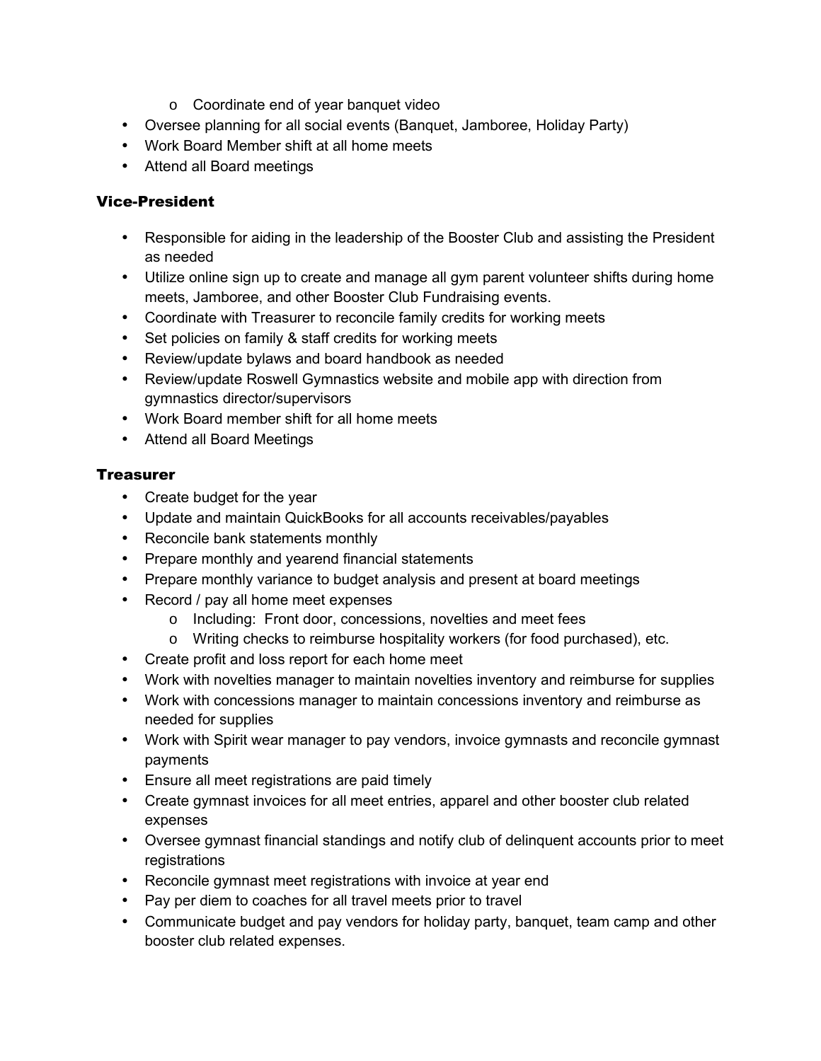- Coordinate end of year banquet video
- Oversee planning for all social events (Banquet, Jamboree, Holiday Party)
- Work Board Member shift at all home meets
- Attend all Board meetings

### Vice-President

- Responsible for aiding in the leadership of the Booster Club and assisting the President as needed
- Utilize online sign up to create and manage all gym parent volunteer shifts during home meets, Jamboree, and other Booster Club Fundraising events.
- Coordinate with Treasurer to reconcile family credits for working meets
- Set policies on family & staff credits for working meets
- Review/update bylaws and board handbook as needed
- Review/update Roswell Gymnastics website and mobile app with direction from gymnastics director/supervisors
- Work Board member shift for all home meets
- Attend all Board Meetings

### Treasurer

- Create budget for the year
- Update and maintain QuickBooks for all accounts receivables/payables
- Reconcile bank statements monthly
- Prepare monthly and yearend financial statements
- Prepare monthly variance to budget analysis and present at board meetings
- Record / pay all home meet expenses
   - Including: Front door, concessions, novelties and meet fees
   - Writing checks to reimburse hospitality workers (for food purchased), etc.
- Create profit and loss report for each home meet
- Work with novelties manager to maintain novelties inventory and reimburse for supplies
- Work with concessions manager to maintain concessions inventory and reimburse as needed for supplies
- Work with Spirit wear manager to pay vendors, invoice gymnasts and reconcile gymnast payments
- Ensure all meet registrations are paid timely
- Create gymnast invoices for all meet entries, apparel and other booster club related expenses
- Oversee gymnast financial standings and notify club of delinquent accounts prior to meet registrations
- Reconcile gymnast meet registrations with invoice at year end
- Pay per diem to coaches for all travel meets prior to travel
- Communicate budget and pay vendors for holiday party, banquet, team camp and other booster club related expenses.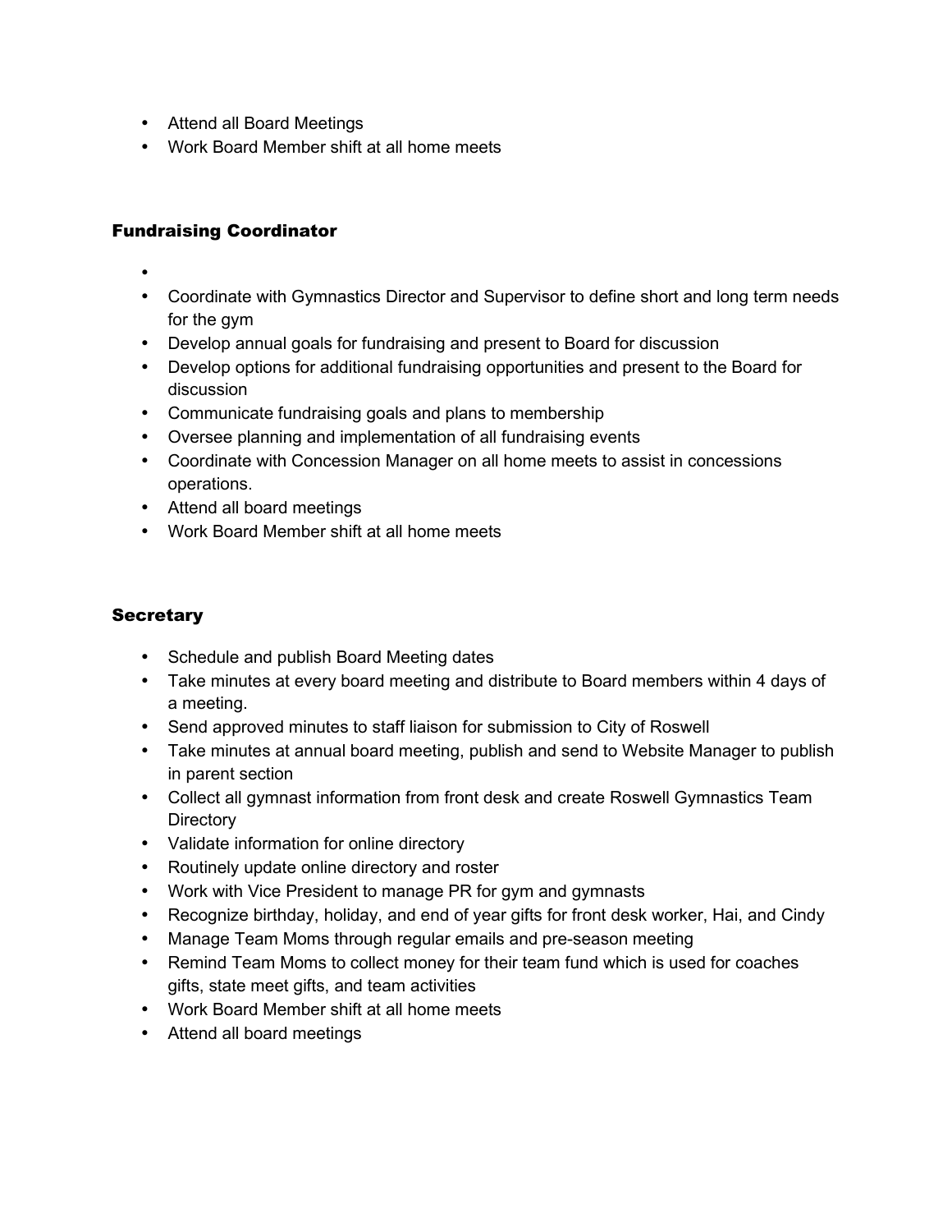- Attend all Board Meetings
- Work Board Member shift at all home meets

### Fundraising Coordinator

- 
- Coordinate with Gymnastics Director and Supervisor to define short and long term needs for the gym
- Develop annual goals for fundraising and present to Board for discussion
- Develop options for additional fundraising opportunities and present to the Board for discussion
- Communicate fundraising goals and plans to membership
- Oversee planning and implementation of all fundraising events
- Coordinate with Concession Manager on all home meets to assist in concessions operations.
- Attend all board meetings
- Work Board Member shift at all home meets

### Secretary

- Schedule and publish Board Meeting dates
- Take minutes at every board meeting and distribute to Board members within 4 days of a meeting.
- Send approved minutes to staff liaison for submission to City of Roswell
- Take minutes at annual board meeting, publish and send to Website Manager to publish in parent section
- Collect all gymnast information from front desk and create Roswell Gymnastics Team Directory
- Validate information for online directory
- Routinely update online directory and roster
- Work with Vice President to manage PR for gym and gymnasts
- Recognize birthday, holiday, and end of year gifts for front desk worker, Hai, and Cindy
- Manage Team Moms through regular emails and pre-season meeting
- Remind Team Moms to collect money for their team fund which is used for coaches gifts, state meet gifts, and team activities
- Work Board Member shift at all home meets
- Attend all board meetings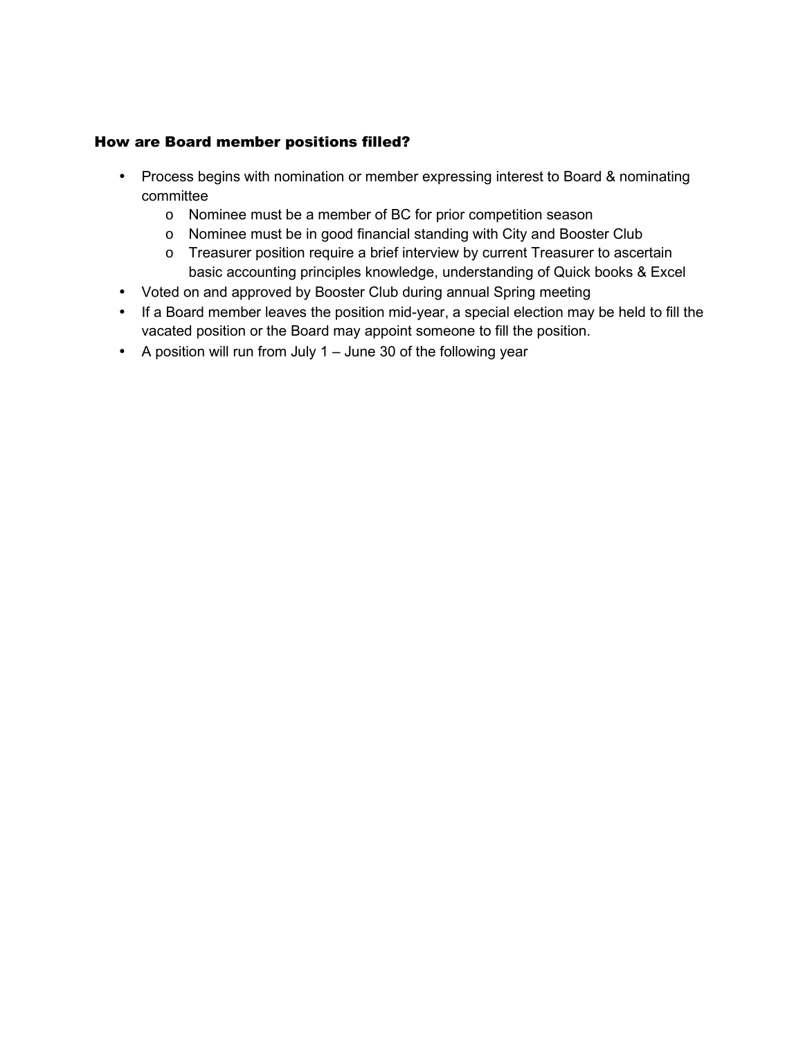### How are Board member positions filled?

- Process begins with nomination or member expressing interest to Board & nominating committee
  - Nominee must be a member of BC for prior competition season
  - Nominee must be in good financial standing with City and Booster Club
  - Treasurer position require a brief interview by current Treasurer to ascertain basic accounting principles knowledge, understanding of Quick books & Excel
- Voted on and approved by Booster Club during annual Spring meeting
- If a Board member leaves the position mid-year, a special election may be held to fill the vacated position or the Board may appoint someone to fill the position.
- A position will run from July 1 – June 30 of the following year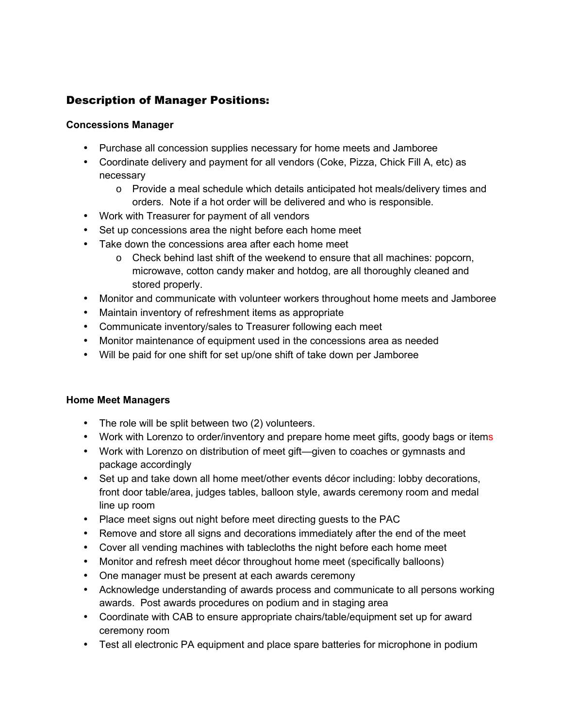## Description of Manager Positions:

### Concessions Manager

- Purchase all concession supplies necessary for home meets and Jamboree
- Coordinate delivery and payment for all vendors (Coke, Pizza, Chick Fill A, etc) as necessary
  - Provide a meal schedule which details anticipated hot meals/delivery times and orders. Note if a hot order will be delivered and who is responsible.
- Work with Treasurer for payment of all vendors
- Set up concessions area the night before each home meet
- Take down the concessions area after each home meet
  - Check behind last shift of the weekend to ensure that all machines: popcorn, microwave, cotton candy maker and hotdog, are all thoroughly cleaned and stored properly.
- Monitor and communicate with volunteer workers throughout home meets and Jamboree
- Maintain inventory of refreshment items as appropriate
- Communicate inventory/sales to Treasurer following each meet
- Monitor maintenance of equipment used in the concessions area as needed
- Will be paid for one shift for set up/one shift of take down per Jamboree

### Home Meet Managers

- The role will be split between two (2) volunteers.
- Work with Lorenzo to order/inventory and prepare home meet gifts, goody bags or items
- Work with Lorenzo on distribution of meet gift—given to coaches or gymnasts and package accordingly
- Set up and take down all home meet/other events décor including: lobby decorations, front door table/area, judges tables, balloon style, awards ceremony room and medal line up room
- Place meet signs out night before meet directing guests to the PAC
- Remove and store all signs and decorations immediately after the end of the meet
- Cover all vending machines with tablecloths the night before each home meet
- Monitor and refresh meet décor throughout home meet (specifically balloons)
- One manager must be present at each awards ceremony
- Acknowledge understanding of awards process and communicate to all persons working awards. Post awards procedures on podium and in staging area
- Coordinate with CAB to ensure appropriate chairs/table/equipment set up for award ceremony room
- Test all electronic PA equipment and place spare batteries for microphone in podium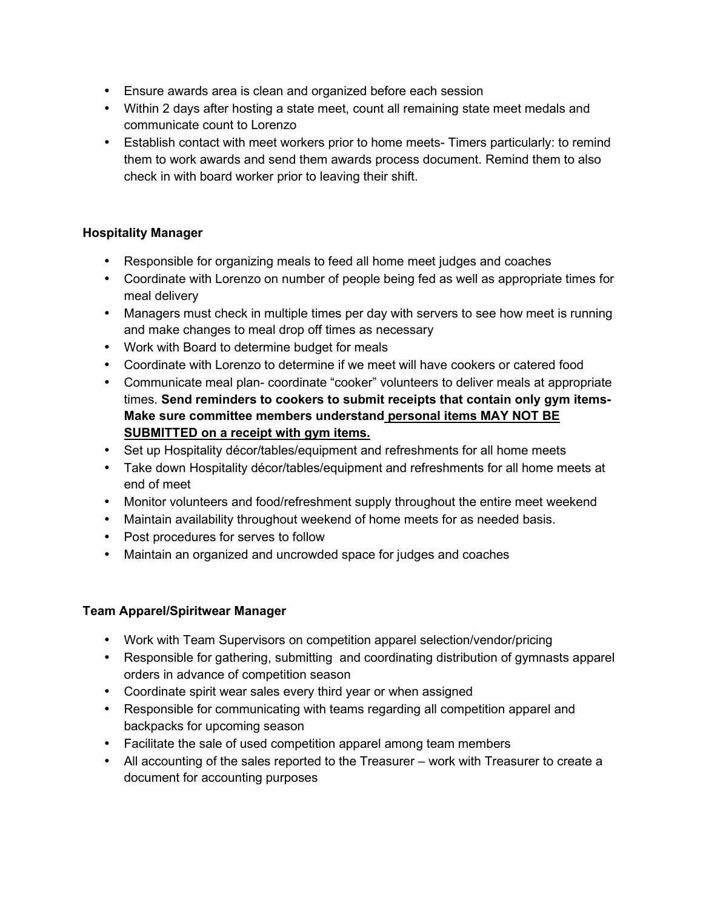- Ensure awards area is clean and organized before each session
- Within 2 days after hosting a state meet, count all remaining state meet medals and communicate count to Lorenzo
- Establish contact with meet workers prior to home meets- Timers particularly: to remind them to work awards and send them awards process document. Remind them to also check in with board worker prior to leaving their shift.

**Hospitality Manager**

- Responsible for organizing meals to feed all home meet judges and coaches
- Coordinate with Lorenzo on number of people being fed as well as appropriate times for meal delivery
- Managers must check in multiple times per day with servers to see how meet is running and make changes to meal drop off times as necessary
- Work with Board to determine budget for meals
- Coordinate with Lorenzo to determine if we meet will have cookers or catered food
- Communicate meal plan- coordinate "cooker" volunteers to deliver meals at appropriate times. **Send reminders to cookers to submit receipts that contain only gym items- Make sure committee members understand <u>personal items MAY NOT BE SUBMITTED on a receipt with gym items.</u>**
- Set up Hospitality décor/tables/equipment and refreshments for all home meets
- Take down Hospitality décor/tables/equipment and refreshments for all home meets at end of meet
- Monitor volunteers and food/refreshment supply throughout the entire meet weekend
- Maintain availability throughout weekend of home meets for as needed basis.
- Post procedures for serves to follow
- Maintain an organized and uncrowded space for judges and coaches

**Team Apparel/Spiritwear Manager**

- Work with Team Supervisors on competition apparel selection/vendor/pricing
- Responsible for gathering, submitting and coordinating distribution of gymnasts apparel orders in advance of competition season
- Coordinate spirit wear sales every third year or when assigned
- Responsible for communicating with teams regarding all competition apparel and backpacks for upcoming season
- Facilitate the sale of used competition apparel among team members
- All accounting of the sales reported to the Treasurer – work with Treasurer to create a document for accounting purposes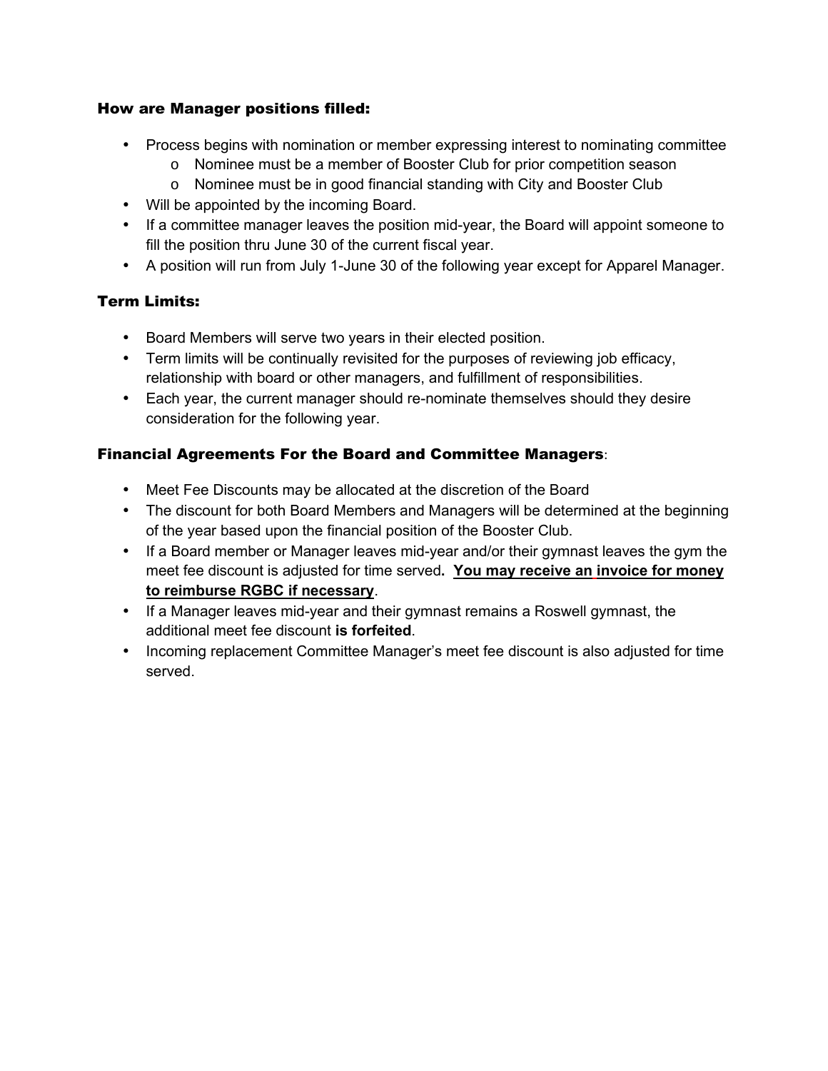### How are Manager positions filled:

- Process begins with nomination or member expressing interest to nominating committee
  - Nominee must be a member of Booster Club for prior competition season
  - Nominee must be in good financial standing with City and Booster Club
- Will be appointed by the incoming Board.
- If a committee manager leaves the position mid-year, the Board will appoint someone to fill the position thru June 30 of the current fiscal year.
- A position will run from July 1-June 30 of the following year except for Apparel Manager.

### Term Limits:

- Board Members will serve two years in their elected position.
- Term limits will be continually revisited for the purposes of reviewing job efficacy, relationship with board or other managers, and fulfillment of responsibilities.
- Each year, the current manager should re-nominate themselves should they desire consideration for the following year.

### Financial Agreements For the Board and Committee Managers:

- Meet Fee Discounts may be allocated at the discretion of the Board
- The discount for both Board Members and Managers will be determined at the beginning of the year based upon the financial position of the Booster Club.
- If a Board member or Manager leaves mid-year and/or their gymnast leaves the gym the meet fee discount is adjusted for time served**. <u>You may receive an invoice for money to reimburse RGBC if necessary</u>**.
- If a Manager leaves mid-year and their gymnast remains a Roswell gymnast, the additional meet fee discount **is forfeited**.
- Incoming replacement Committee Manager's meet fee discount is also adjusted for time served.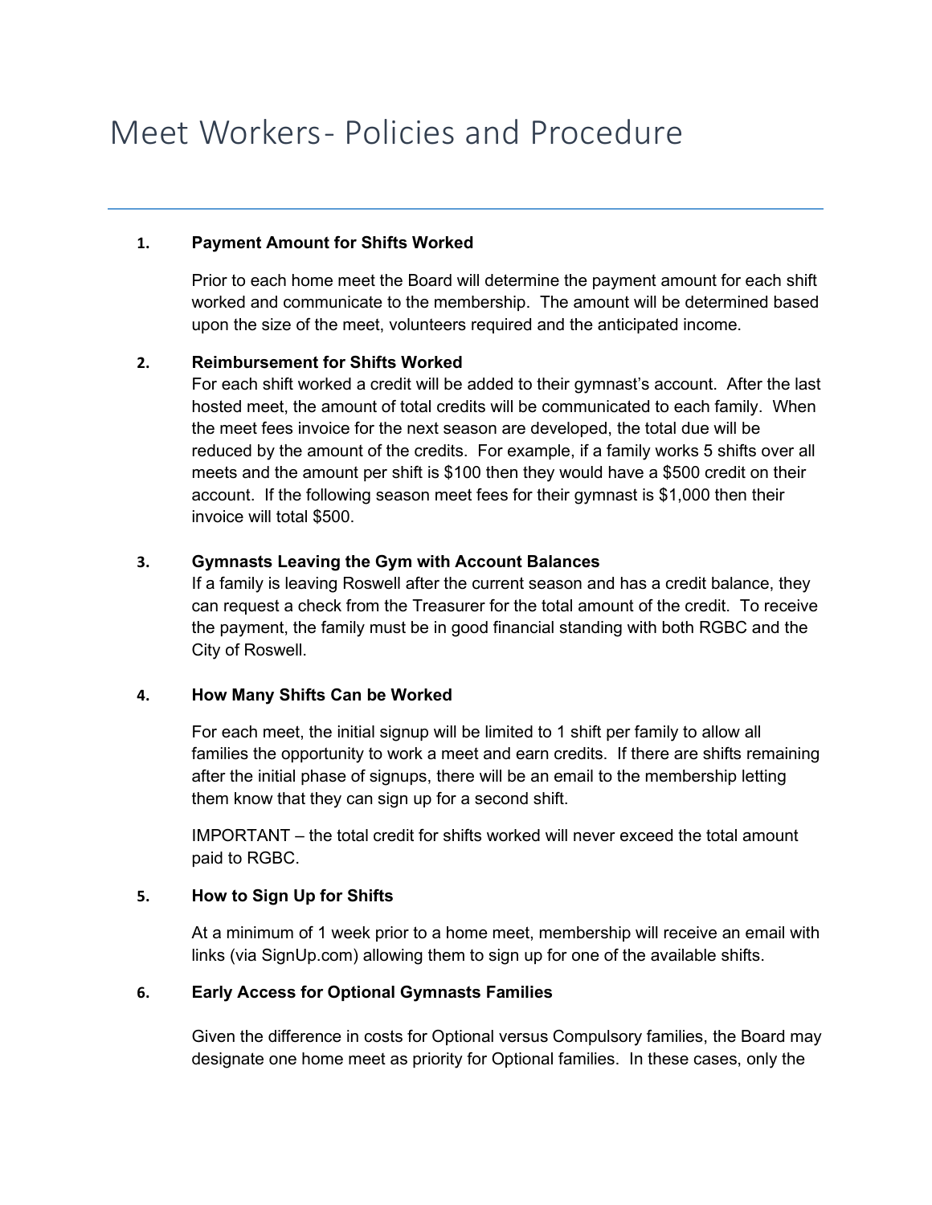# Meet Workers- Policies and Procedure

---

1. **Payment Amount for Shifts Worked**

   Prior to each home meet the Board will determine the payment amount for each shift worked and communicate to the membership. The amount will be determined based upon the size of the meet, volunteers required and the anticipated income.

2. **Reimbursement for Shifts Worked**
   For each shift worked a credit will be added to their gymnast's account. After the last hosted meet, the amount of total credits will be communicated to each family. When the meet fees invoice for the next season are developed, the total due will be reduced by the amount of the credits. For example, if a family works 5 shifts over all meets and the amount per shift is $100 then they would have a $500 credit on their account. If the following season meet fees for their gymnast is $1,000 then their invoice will total $500.

3. **Gymnasts Leaving the Gym with Account Balances**
   If a family is leaving Roswell after the current season and has a credit balance, they can request a check from the Treasurer for the total amount of the credit. To receive the payment, the family must be in good financial standing with both RGBC and the City of Roswell.

4. **How Many Shifts Can be Worked**

   For each meet, the initial signup will be limited to 1 shift per family to allow all families the opportunity to work a meet and earn credits. If there are shifts remaining after the initial phase of signups, there will be an email to the membership letting them know that they can sign up for a second shift.

   IMPORTANT – the total credit for shifts worked will never exceed the total amount paid to RGBC.

5. **How to Sign Up for Shifts**

   At a minimum of 1 week prior to a home meet, membership will receive an email with links (via SignUp.com) allowing them to sign up for one of the available shifts.

6. **Early Access for Optional Gymnasts Families**

   Given the difference in costs for Optional versus Compulsory families, the Board may designate one home meet as priority for Optional families. In these cases, only the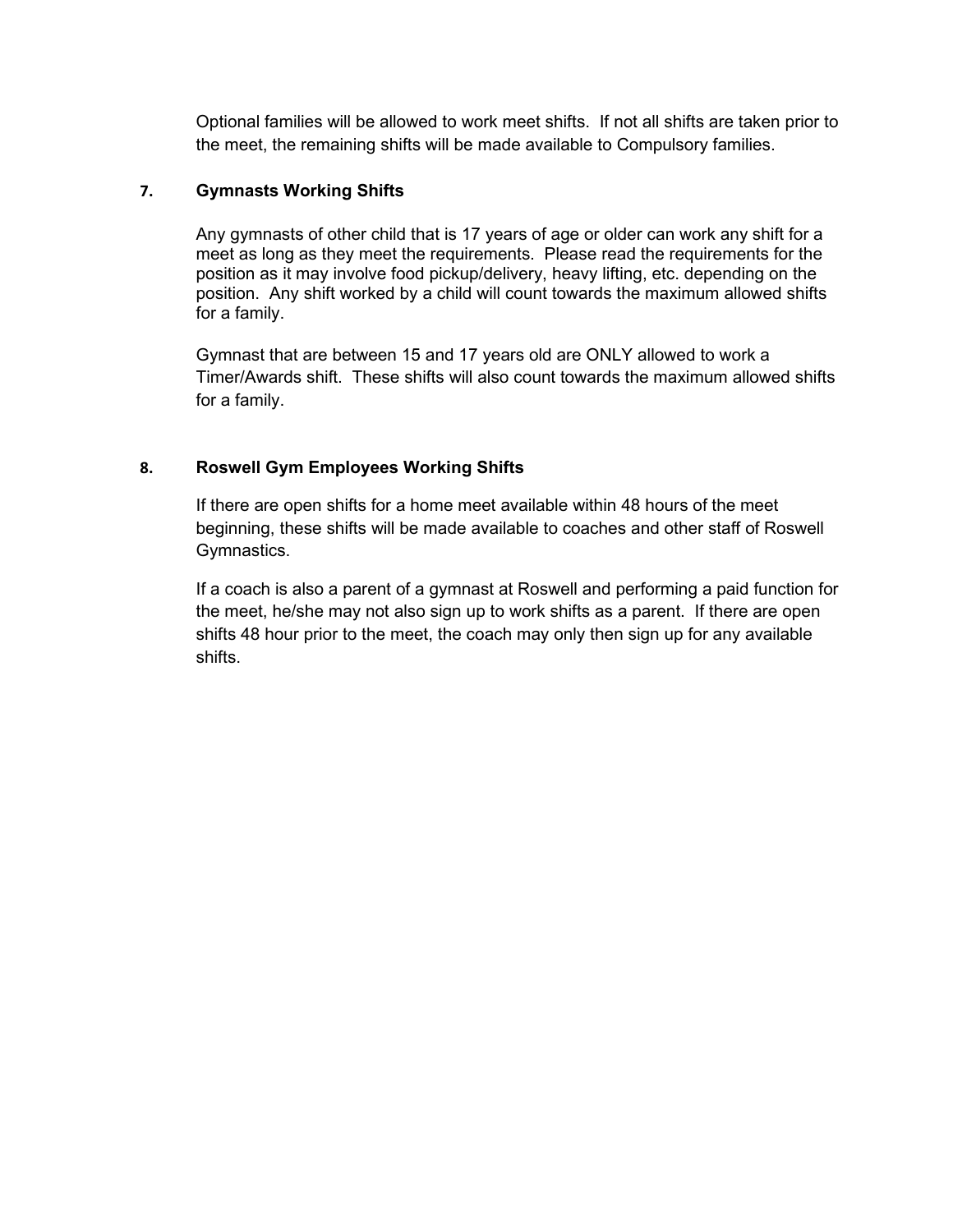Optional families will be allowed to work meet shifts. If not all shifts are taken prior to the meet, the remaining shifts will be made available to Compulsory families.

### 7. Gymnasts Working Shifts

Any gymnasts of other child that is 17 years of age or older can work any shift for a meet as long as they meet the requirements. Please read the requirements for the position as it may involve food pickup/delivery, heavy lifting, etc. depending on the position. Any shift worked by a child will count towards the maximum allowed shifts for a family.

Gymnast that are between 15 and 17 years old are ONLY allowed to work a Timer/Awards shift. These shifts will also count towards the maximum allowed shifts for a family.

### 8. Roswell Gym Employees Working Shifts

If there are open shifts for a home meet available within 48 hours of the meet beginning, these shifts will be made available to coaches and other staff of Roswell Gymnastics.

If a coach is also a parent of a gymnast at Roswell and performing a paid function for the meet, he/she may not also sign up to work shifts as a parent. If there are open shifts 48 hour prior to the meet, the coach may only then sign up for any available shifts.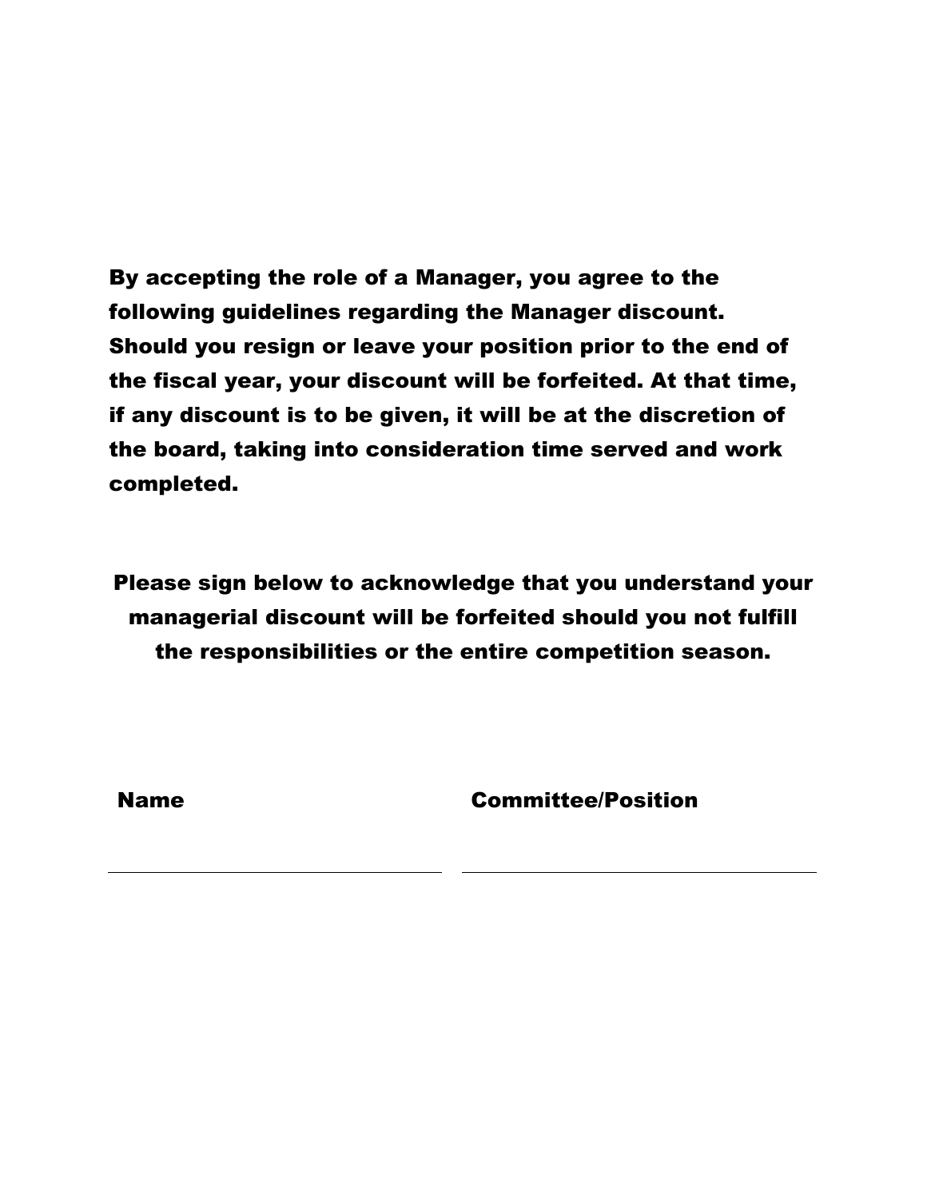**By accepting the role of a Manager, you agree to the following guidelines regarding the Manager discount. Should you resign or leave your position prior to the end of the fiscal year, your discount will be forfeited. At that time, if any discount is to be given, it will be at the discretion of the board, taking into consideration time served and work completed.**

**Please sign below to acknowledge that you understand your managerial discount will be forfeited should you not fulfill the responsibilities or the entire competition season.**

**Name** \_\_\_\_\_\_\_\_\_\_\_\_\_\_\_\_\_\_\_\_\_\_\_\_\_\_\_\_\_\_

**Committee/Position** \_\_\_\_\_\_\_\_\_\_\_\_\_\_\_\_\_\_\_\_\_\_\_\_\_\_\_\_\_\_